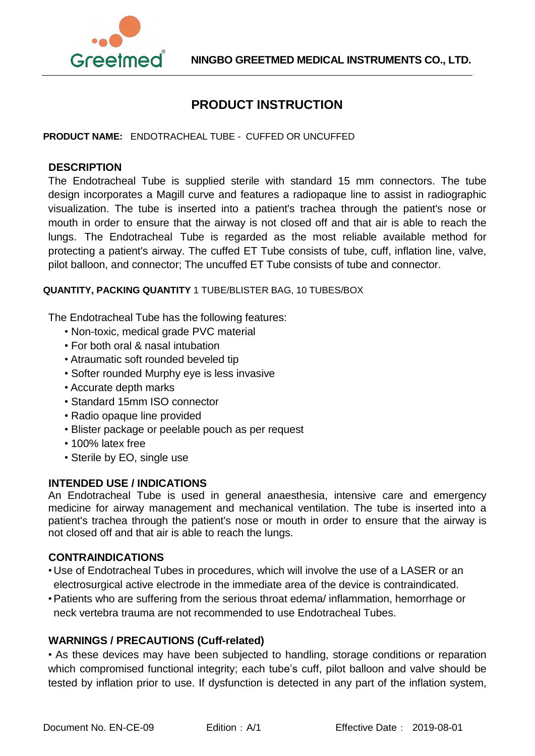# PRODUCT INSTRUCTION

**PRODUCT NAME:** ENDOTRACHEAL TUBE - CUFFED OR UNCUFFED

## DESCRIPTION

The Endotracheal Tube is supplied sterile with standard 15 mm connectors. The tube design incorporates a Magill curve and features a radiopaque line to assist in radiographic visualization. The tube is inserted into a patient's trachea through the patient's nose or mouth in order to ensure that the airway is not closed off and that air is able to reach the lungs. The Endotracheal Tube is regarded as the most reliable available method for protecting a patient's airway. The cuffed ET Tube consists of tube, cuff, inflation line, valve, pilot balloon, and connector; The uncuffed ET Tube consists of tube and connector.

**QUANTITY, PACKING QUANTITY** 1 TUBE/BLISTER BAG, 10 TUBES/BOX

The Endotracheal Tube has the following features:

- Non-toxic, medical grade PVC material
- For both oral & nasal intubation
- Atraumatic soft rounded beveled tip
- Softer rounded Murphy eye is less invasive
- Accurate depth marks
- Standard 15mm ISO connector
- Radio opaque line provided
- Blister package or peelable pouch as per request
- 100% latex free
- Sterile by EO, single use

## INTENDED USE / INDICATIONS

An Endotracheal Tube is used in general anaesthesia, intensive care and emergency medicine for airway management and mechanical ventilation. The tube is inserted into a patient's trachea through the patient's nose or mouth in order to ensure that the airway is not closed off and that air is able to reach the lungs.

## CONTRAINDICATIONS

- Use of Endotracheal Tubes in procedures, which will involve the use of a LASER or an electrosurgical active electrode in the immediate area of the device is contraindicated.
- Patients who are suffering from the serious throat edema/ inflammation, hemorrhage or neck vertebra trauma are not recommended to use Endotracheal Tubes.

## WARNINGS / PRECAUTIONS (Cuff-related)

• As these devices may have been subjected to handling, storage conditions or reparation which compromised functional integrity; each tube's cuff, pilot balloon and valve should be tested by inflation prior to use. If dysfunction is detected in any part of the inflation system,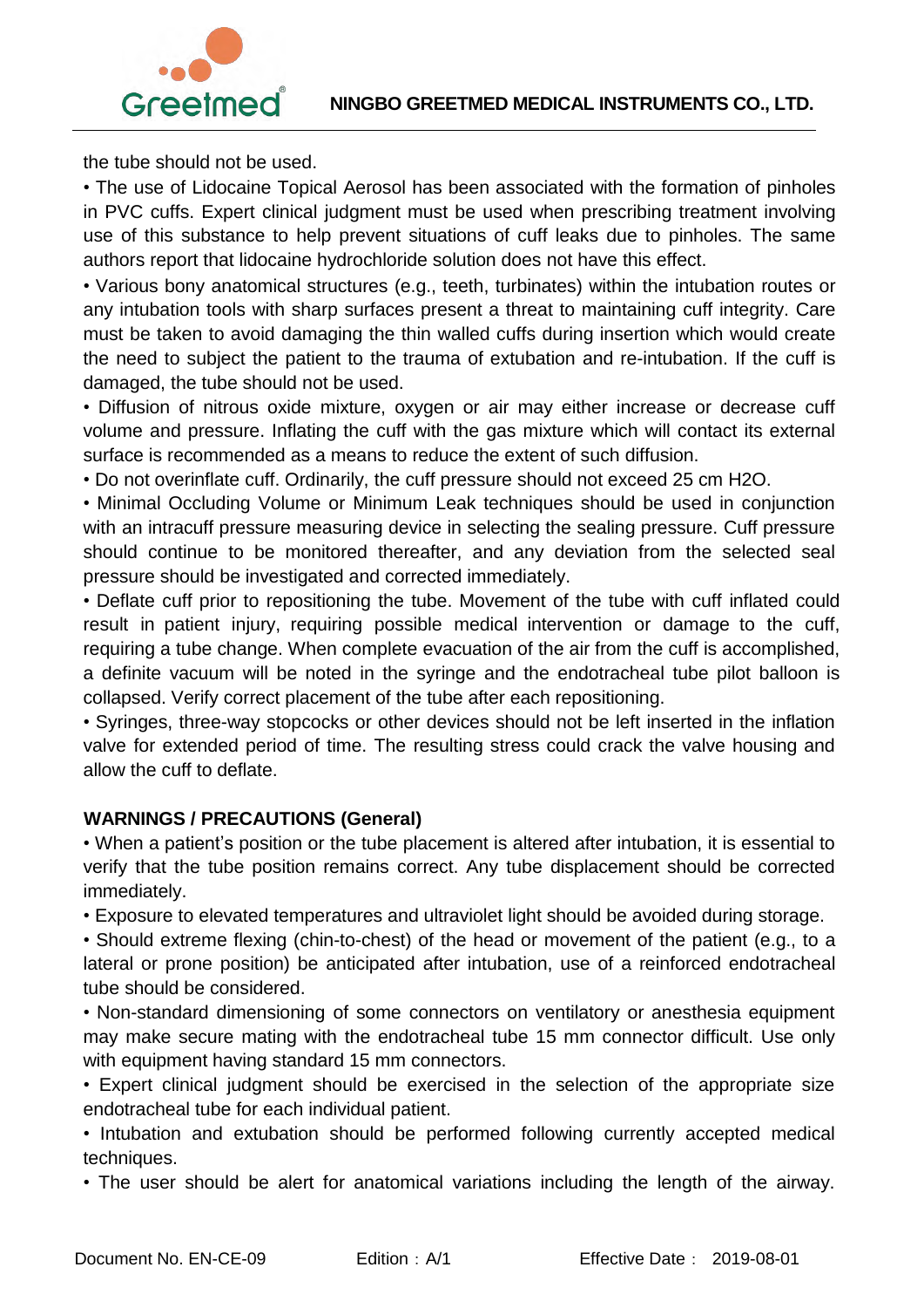the tube should not be used.

- The use of Lidocaine Topical Aerosol has been associated with the formation of pinholes in PVC cuffs. Expert clinical judgment must be used when prescribing treatment involving use of this substance to help prevent situations of cuff leaks due to pinholes. The same authors report that lidocaine hydrochloride solution does not have this effect.
- Various bony anatomical structures (e.g., teeth, turbinates) within the intubation routes or any intubation tools with sharp surfaces present a threat to maintaining cuff integrity. Care must be taken to avoid damaging the thin walled cuffs during insertion which would create the need to subject the patient to the trauma of extubation and re-intubation. If the cuff is damaged, the tube should not be used.
- Diffusion of nitrous oxide mixture, oxygen or air may either increase or decrease cuff volume and pressure. Inflating the cuff with the gas mixture which will contact its external surface is recommended as a means to reduce the extent of such diffusion.
- Do not overinflate cuff. Ordinarily, the cuff pressure should not exceed 25 cm $H_2O$.
- Minimal Occluding Volume or Minimum Leak techniques should be used in conjunction with an intracuff pressure measuring device in selecting the sealing pressure. Cuff pressure should continue to be monitored thereafter, and any deviation from the selected seal pressure should be investigated and corrected immediately.
- Deflate cuff prior to repositioning the tube. Movement of the tube with cuff inflated could result in patient injury, requiring possible medical intervention or damage to the cuff, requiring a tube change. When complete evacuation of the air from the cuff is accomplished, a definite vacuum will be noted in the syringe and the endotracheal tube pilot balloon is collapsed. Verify correct placement of the tube after each repositioning.
- Syringes, three-way stopcocks or other devices should not be left inserted in the inflation valve for extended period of time. The resulting stress could crack the valve housing and allow the cuff to deflate.

**WARNINGS / PRECAUTIONS (General)**

- When a patient's position or the tube placement is altered after intubation, it is essential to verify that the tube position remains correct. Any tube displacement should be corrected immediately.
- Exposure to elevated temperatures and ultraviolet light should be avoided during storage.
- Should extreme flexing (chin-to-chest) of the head or movement of the patient (e.g., to a lateral or prone position) be anticipated after intubation, use of a reinforced endotracheal tube should be considered.
- Non-standard dimensioning of some connectors on ventilatory or anesthesia equipment may make secure mating with the endotracheal tube 15 mm connector difficult. Use only with equipment having standard 15 mm connectors.
- Expert clinical judgment should be exercised in the selection of the appropriate size endotracheal tube for each individual patient.
- Intubation and extubation should be performed following currently accepted medical techniques.
- The user should be alert for anatomical variations including the length of the airway.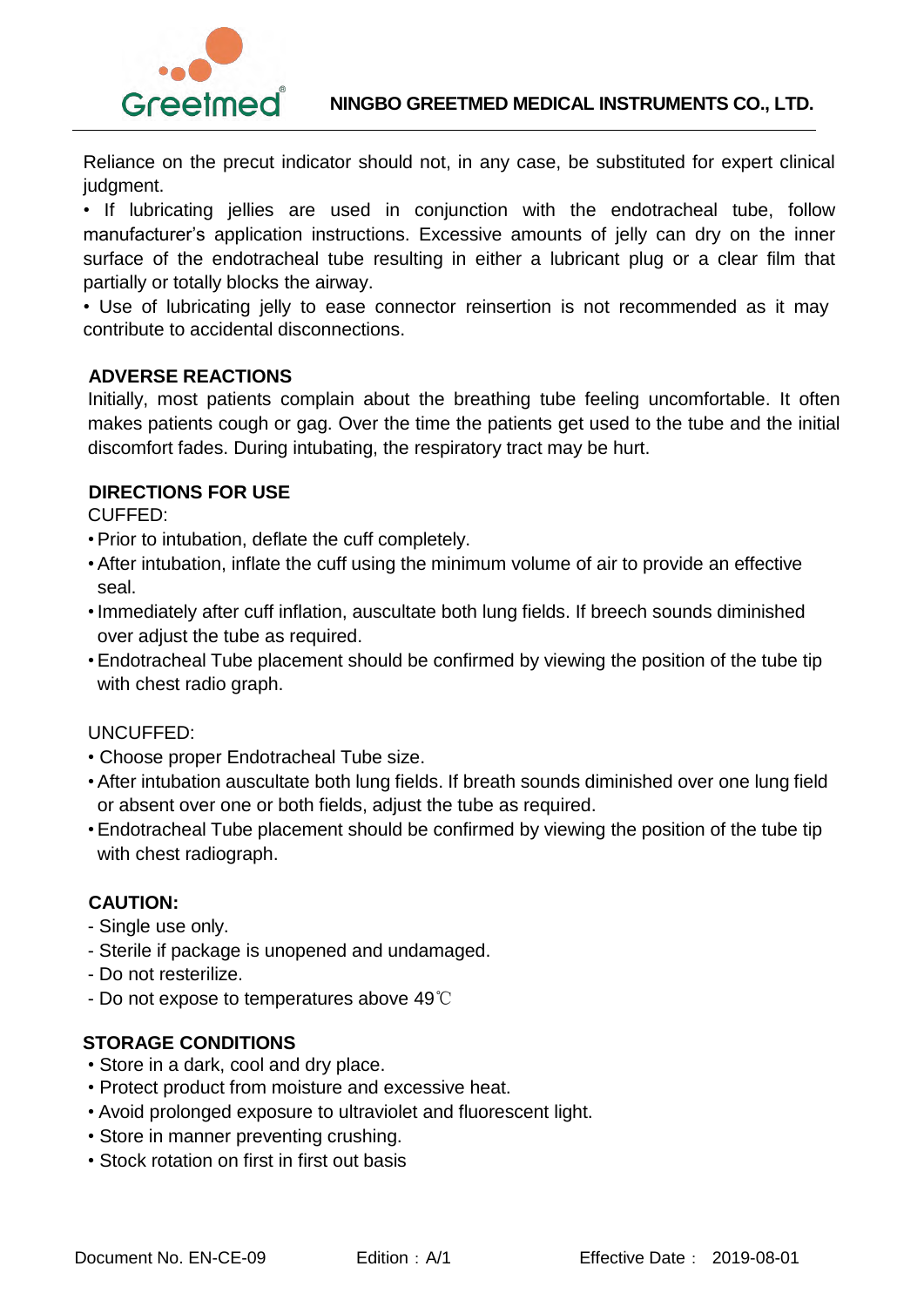Reliance on the precut indicator should not, in any case, be substituted for expert clinical judgment.

- If lubricating jellies are used in conjunction with the endotracheal tube, follow manufacturer's application instructions. Excessive amounts of jelly can dry on the inner surface of the endotracheal tube resulting in either a lubricant plug or a clear film that partially or totally blocks the airway.
- Use of lubricating jelly to ease connector reinsertion is not recommended as it may contribute to accidental disconnections.

## ADVERSE REACTIONS

Initially, most patients complain about the breathing tube feeling uncomfortable. It often makes patients cough or gag. Over the time the patients get used to the tube and the initial discomfort fades. During intubating, the respiratory tract may be hurt.

## DIRECTIONS FOR USE

CUFFED:

- Prior to intubation, deflate the cuff completely.
- After intubation, inflate the cuff using the minimum volume of air to provide an effective seal.
- Immediately after cuff inflation, auscultate both lung fields. If breech sounds diminished over adjust the tube as required.
- Endotracheal Tube placement should be confirmed by viewing the position of the tube tip with chest radio graph.

UNCUFFED:

- Choose proper Endotracheal Tube size.
- After intubation auscultate both lung fields. If breath sounds diminished over one lung field or absent over one or both fields, adjust the tube as required.
- Endotracheal Tube placement should be confirmed by viewing the position of the tube tip with chest radiograph.

## CAUTION:

- Single use only.
- Sterile if package is unopened and undamaged.
- Do not resterilize.
- Do not expose to temperatures above 49℃

## STORAGE CONDITIONS

- Store in a dark, cool and dry place.
- Protect product from moisture and excessive heat.
- Avoid prolonged exposure to ultraviolet and fluorescent light.
- Store in manner preventing crushing.
- Stock rotation on first in first out basis